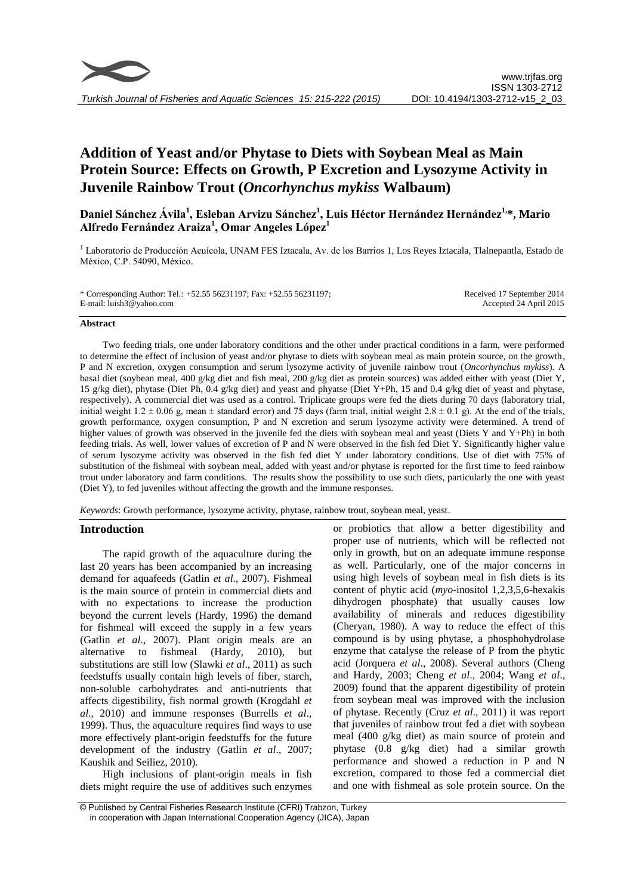# Addition of Yeast and/or Phytase to Diets with Soybean Meal as Main Protein Source: Effects on Growth, P Excretion and Lysozyme Activity in Juvenile Rainbow Trout (*Oncorhynchus mykiss* Walbaum)

**Daniel Sánchez Ávila[1], Esleban Arvizu Sánchez[1], Luis Héctor Hernández Hernández[1,*], Mario Alfredo Fernández Araiza[1], Omar Angeles López[1]**

[1] Laboratorio de Producción Acuícola, UNAM FES Iztacala, Av. de los Barrios 1, Los Reyes Iztacala, Tlalnepantla, Estado de México, C.P. 54090, México.

\* Corresponding Author: Tel.: +52.55 56231197; Fax: +52.55 56231197; E-mail: luish3@yahoo.com

Received 17 September 2014
Accepted 24 April 2015

## Abstract

Two feeding trials, one under laboratory conditions and the other under practical conditions in a farm, were performed to determine the effect of inclusion of yeast and/or phytase to diets with soybean meal as main protein source, on the growth, P and N excretion, oxygen consumption and serum lysozyme activity of juvenile rainbow trout (*Oncorhynchus mykiss*). A basal diet (soybean meal, 400 g/kg diet and fish meal, 200 g/kg diet as protein sources) was added either with yeast (Diet Y, 15 g/kg diet), phytase (Diet Ph, 0.4 g/kg diet) and yeast and phyatse (Diet Y+Ph, 15 and 0.4 g/kg diet of yeast and phytase, respectively). A commercial diet was used as a control. Triplicate groups were fed the diets during 70 days (laboratory trial, initial weight $1.2 \pm 0.06$ g, mean ± standard error) and 75 days (farm trial, initial weight $2.8 \pm 0.1$ g). At the end of the trials, growth performance, oxygen consumption, P and N excretion and serum lysozyme activity were determined. A trend of higher values of growth was observed in the juvenile fed the diets with soybean meal and yeast (Diets Y and Y+Ph) in both feeding trials. As well, lower values of excretion of P and N were observed in the fish fed Diet Y. Significantly higher value of serum lysozyme activity was observed in the fish fed diet Y under laboratory conditions. Use of diet with 75% of substitution of the fishmeal with soybean meal, added with yeast and/or phytase is reported for the first time to feed rainbow trout under laboratory and farm conditions. The results show the possibility to use such diets, particularly the one with yeast (Diet Y), to fed juveniles without affecting the growth and the immune responses.

*Keywords*: Growth performance, lysozyme activity, phytase, rainbow trout, soybean meal, yeast.

## Introduction

The rapid growth of the aquaculture during the last 20 years has been accompanied by an increasing demand for aquafeeds (Gatlin *et al*., 2007). Fishmeal is the main source of protein in commercial diets and with no expectations to increase the production beyond the current levels (Hardy, 1996) the demand for fishmeal will exceed the supply in a few years (Gatlin *et al*., 2007). Plant origin meals are an alternative to fishmeal (Hardy, 2010), but substitutions are still low (Slawki *et al*., 2011) as such feedstuffs usually contain high levels of fiber, starch, non-soluble carbohydrates and anti-nutrients that affects digestibility, fish normal growth (Krogdahl *et al*., 2010) and immune responses (Burrells *et al*., 1999). Thus, the aquaculture requires find ways to use more effectively plant-origin feedstuffs for the future development of the industry (Gatlin *et al*., 2007; Kaushik and Seiliez, 2010).

High inclusions of plant-origin meals in fish diets might require the use of additives such enzymes or probiotics that allow a better digestibility and proper use of nutrients, which will be reflected not only in growth, but on an adequate immune response as well. Particularly, one of the major concerns in using high levels of soybean meal in fish diets is its content of phytic acid (*myo*-inositol 1,2,3,5,6-hexakis dihydrogen phosphate) that usually causes low availability of minerals and reduces digestibility (Cheryan, 1980). A way to reduce the effect of this compound is by using phytase, a phosphohydrolase enzyme that catalyse the release of P from the phytic acid (Jorquera *et al*., 2008). Several authors (Cheng and Hardy, 2003; Cheng *et al*., 2004; Wang *et al*., 2009) found that the apparent digestibility of protein from soybean meal was improved with the inclusion of phytase. Recently (Cruz *et al*., 2011) it was report that juveniles of rainbow trout fed a diet with soybean meal (400 g/kg diet) as main source of protein and phytase (0.8 g/kg diet) had a similar growth performance and showed a reduction in P and N excretion, compared to those fed a commercial diet and one with fishmeal as sole protein source. On the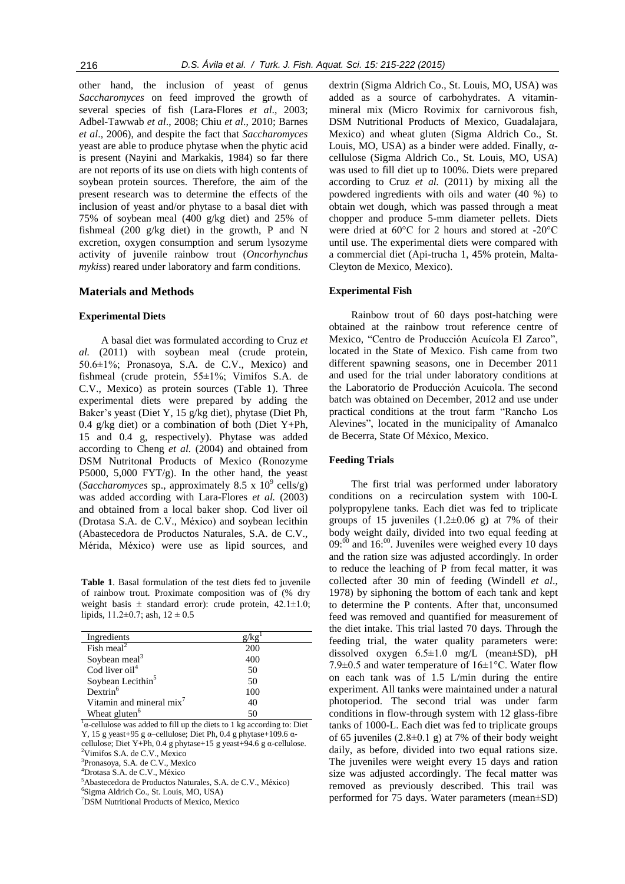other hand, the inclusion of yeast of genus *Saccharomyces* on feed improved the growth of several species of fish (Lara-Flores *et al*., 2003; Adbel-Tawwab *et al*., 2008; Chiu *et al*., 2010; Barnes *et al*., 2006), and despite the fact that *Saccharomyces* yeast are able to produce phytase when the phytic acid is present (Nayini and Markakis, 1984) so far there are not reports of its use on diets with high contents of soybean protein sources. Therefore, the aim of the present research was to determine the effects of the inclusion of yeast and/or phytase to a basal diet with 75% of soybean meal (400 g/kg diet) and 25% of fishmeal (200 g/kg diet) in the growth, P and N excretion, oxygen consumption and serum lysozyme activity of juvenile rainbow trout (*Oncorhynchus mykiss*) reared under laboratory and farm conditions.

## Materials and Methods

### Experimental Diets

A basal diet was formulated according to Cruz *et al.* (2011) with soybean meal (crude protein, 50.6±1%; Pronasoya, S.A. de C.V., Mexico) and fishmeal (crude protein, 55±1%; Vimifos S.A. de C.V., Mexico) as protein sources (Table 1). Three experimental diets were prepared by adding the Baker's yeast (Diet Y, 15 g/kg diet), phytase (Diet Ph, 0.4 g/kg diet) or a combination of both (Diet Y+Ph, 15 and 0.4 g, respectively). Phytase was added according to Cheng *et al.* (2004) and obtained from DSM Nutritonal Products of Mexico (Ronozyme P5000, 5,000 FYT/g). In the other hand, the yeast (*Saccharomyces* sp., approximately 8.5 x $10^9$ cells/g) was added according with Lara-Flores *et al.* (2003) and obtained from a local baker shop. Cod liver oil (Drotasa S.A. de C.V., México) and soybean lecithin (Abastecedora de Productos Naturales, S.A. de C.V., Mérida, México) were use as lipid sources, and dextrin (Sigma Aldrich Co., St. Louis, MO, USA) was added as a source of carbohydrates. A vitamin-mineral mix (Micro Rovimix for carnivorous fish, DSM Nutritional Products of Mexico, Guadalajara, Mexico) and wheat gluten (Sigma Aldrich Co., St. Louis, MO, USA) as a binder were added. Finally, α-cellulose (Sigma Aldrich Co., St. Louis, MO, USA) was used to fill diet up to 100%. Diets were prepared according to Cruz *et al.* (2011) by mixing all the powdered ingredients with oils and water (40 %) to obtain wet dough, which was passed through a meat chopper and produce 5-mm diameter pellets. Diets were dried at 60°C for 2 hours and stored at -20°C until use. The experimental diets were compared with a commercial diet (Api-trucha 1, 45% protein, Malta-Cleyton de Mexico, Mexico).

**Table 1**. Basal formulation of the test diets fed to juvenile of rainbow trout. Proximate composition was of (% dry weight basis ± standard error): crude protein, 42.1±1.0; lipids, 11.2±0.7; ash, 12 ± 0.5

| Ingredients | g/kg[1] |
|---|---|
| Fish meal[2] | 200 |
| Soybean meal[3] | 400 |
| Cod liver oil[4] | 50 |
| Soybean Lecithin[5] | 50 |
| Dextrin[6] | 100 |
| Vitamin and mineral mix[7] | 40 |
| Wheat gluten[6] | 50 |

[1]α-cellulose was added to fill up the diets to 1 kg according to: Diet Y, 15 g yeast+95 g α–cellulose; Diet Ph, 0.4 g phytase+109.6 α-cellulose; Diet Y+Ph, 0.4 g phytase+15 g yeast+94.6 g α-cellulose.
[2]Vimifos S.A. de C.V., Mexico
[3]Pronasoya, S.A. de C.V., Mexico
[4]Drotasa S.A. de C.V., México
[5]Abastecedora de Productos Naturales, S.A. de C.V., México)
[6]Sigma Aldrich Co., St. Louis, MO, USA)
[7]DSM Nutritional Products of Mexico, Mexico

### Experimental Fish

Rainbow trout of 60 days post-hatching were obtained at the rainbow trout reference centre of Mexico, "Centro de Producción Acuícola El Zarco", located in the State of Mexico. Fish came from two different spawning seasons, one in December 2011 and used for the trial under laboratory conditions at the Laboratorio de Producción Acuícola. The second batch was obtained on December, 2012 and use under practical conditions at the trout farm "Rancho Los Alevines", located in the municipality of Amanalco de Becerra, State Of México, Mexico.

### Feeding Trials

The first trial was performed under laboratory conditions on a recirculation system with 100-L polypropylene tanks. Each diet was fed to triplicate groups of 15 juveniles (1.2±0.06 g) at 7% of their body weight daily, divided into two equal feeding at $09{:}^{00}$ and $16{:}^{00}$. Juveniles were weighed every 10 days and the ration size was adjusted accordingly. In order to reduce the leaching of P from fecal matter, it was collected after 30 min of feeding (Windell *et al*., 1978) by siphoning the bottom of each tank and kept to determine the P contents. After that, unconsumed feed was removed and quantified for measurement of the diet intake. This trial lasted 70 days. Through the feeding trial, the water quality parameters were: dissolved oxygen 6.5±1.0 mg/L (mean±SD), pH 7.9±0.5 and water temperature of 16±1°C. Water flow on each tank was of 1.5 L/min during the entire experiment. All tanks were maintained under a natural photoperiod. The second trial was under farm conditions in flow-through system with 12 glass-fibre tanks of 1000-L. Each diet was fed to triplicate groups of 65 juveniles (2.8±0.1 g) at 7% of their body weight daily, as before, divided into two equal rations size. The juveniles were weight every 15 days and ration size was adjusted accordingly. The fecal matter was removed as previously described. This trail was performed for 75 days. Water parameters (mean±SD)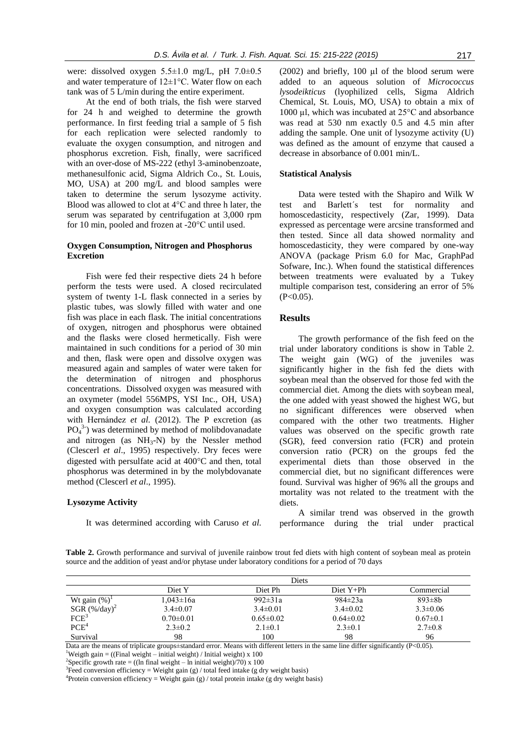were: dissolved oxygen 5.5±1.0 mg/L, pH 7.0±0.5 and water temperature of 12±1°C. Water flow on each tank was of 5 L/min during the entire experiment.

At the end of both trials, the fish were starved for 24 h and weighed to determine the growth performance. In first feeding trial a sample of 5 fish for each replication were selected randomly to evaluate the oxygen consumption, and nitrogen and phosphorus excretion. Fish, finally, were sacrificed with an over-dose of MS-222 (ethyl 3-aminobenzoate, methanesulfonic acid, Sigma Aldrich Co., St. Louis, MO, USA) at 200 mg/L and blood samples were taken to determine the serum lysozyme activity. Blood was allowed to clot at 4°C and three h later, the serum was separated by centrifugation at 3,000 rpm for 10 min, pooled and frozen at -20°C until used.

### Oxygen Consumption, Nitrogen and Phosphorus Excretion

Fish were fed their respective diets 24 h before perform the tests were used. A closed recirculated system of twenty 1-L flask connected in a series by plastic tubes, was slowly filled with water and one fish was place in each flask. The initial concentrations of oxygen, nitrogen and phosphorus were obtained and the flasks were closed hermetically. Fish were maintained in such conditions for a period of 30 min and then, flask were open and dissolve oxygen was measured again and samples of water were taken for the determination of nitrogen and phosphorus concentrations. Dissolved oxygen was measured with an oxymeter (model 556MPS, YSI Inc., OH, USA) and oxygen consumption was calculated according with Hernández *et al.* (2012). The P excretion (as $PO_4^{3-}$) was determined by method of molibdovanadate and nitrogen (as $NH_3$-N) by the Nessler method (Clescerl *et al*., 1995) respectively. Dry feces were digested with persulfate acid at 400°C and then, total phosphorus was determined in by the molybdovanate method (Clescerl *et al*., 1995).

### Lysozyme Activity

It was determined according with Caruso *et al.* (2002) and briefly, 100 µl of the blood serum were added to an aqueous solution of *Micrococcus lysodeikticus* (lyophilized cells, Sigma Aldrich Chemical, St. Louis, MO, USA) to obtain a mix of 1000 µl, which was incubated at 25°C and absorbance was read at 530 nm exactly 0.5 and 4.5 min after adding the sample. One unit of lysozyme activity (U) was defined as the amount of enzyme that caused a decrease in absorbance of 0.001 min/L.

### Statistical Analysis

Data were tested with the Shapiro and Wilk W test and Barlett´s test for normality and homoscedasticity, respectively (Zar, 1999). Data expressed as percentage were arcsine transformed and then tested. Since all data showed normality and homoscedasticity, they were compared by one-way ANOVA (package Prism 6.0 for Mac, GraphPad Sofware, Inc.). When found the statistical differences between treatments were evaluated by a Tukey multiple comparison test, considering an error of 5% ($P<0.05$).

## Results

The growth performance of the fish feed on the trial under laboratory conditions is show in Table 2. The weight gain (WG) of the juveniles was significantly higher in the fish fed the diets with soybean meal than the observed for those fed with the commercial diet. Among the diets with soybean meal, the one added with yeast showed the highest WG, but no significant differences were observed when compared with the other two treatments. Higher values was observed on the specific growth rate (SGR), feed conversion ratio (FCR) and protein conversion ratio (PCR) on the groups fed the experimental diets than those observed in the commercial diet, but no significant differences were found. Survival was higher of 96% all the groups and mortality was not related to the treatment with the diets.

A similar trend was observed in the growth performance during the trial under practical

**Table 2.** Growth performance and survival of juvenile rainbow trout fed diets with high content of soybean meal as protein source and the addition of yeast and/or phytase under laboratory conditions for a period of 70 days

| | Diets | | | |
|---|---|---|---|---|
| | Diet Y | Diet Ph | Diet Y+Ph | Commercial |
| Wt gain (%)[1] | 1,043±16a | 992±31a | 984±23a | 893±8b |
| SGR (%/day)[2] | 3.4±0.07 | 3.4±0.01 | 3.4±0.02 | 3.3±0.06 |
| FCE[3] | 0.70±0.01 | 0.65±0.02 | 0.64±0.02 | 0.67±0.1 |
| PCE[4] | 2.3±0.2 | 2.1±0.1 | 2.3±0.1 | 2.7±0.8 |
| Survival | 98 | 100 | 98 | 96 |

Data are the means of triplicate groups±standard error. Means with different letters in the same line differ significantly ($P<0.05$).

[1]Weigth gain = ((Final weight – initial weight) / Initial weight) x 100

[2]Specific growth rate = ((ln final weight – ln initial weight)/70) x 100

[3]Feed conversion efficiency = Weight gain (g) / total feed intake (g dry weight basis)

[4]Protein conversion efficiency = Weight gain (g) / total protein intake (g dry weight basis)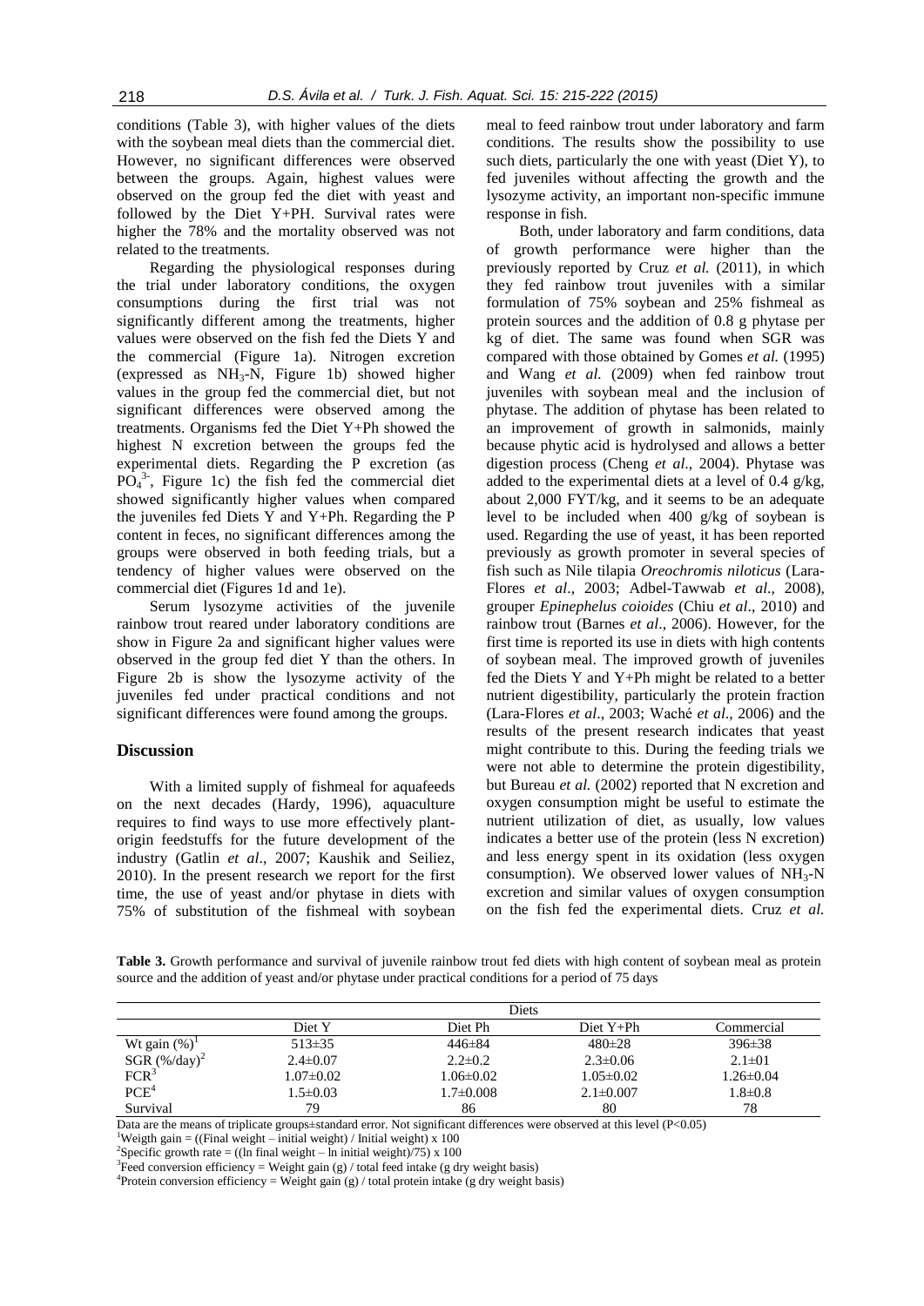conditions (Table 3), with higher values of the diets with the soybean meal diets than the commercial diet. However, no significant differences were observed between the groups. Again, highest values were observed on the group fed the diet with yeast and followed by the Diet Y+PH. Survival rates were higher the 78% and the mortality observed was not related to the treatments.

Regarding the physiological responses during the trial under laboratory conditions, the oxygen consumptions during the first trial was not significantly different among the treatments, higher values were observed on the fish fed the Diets Y and the commercial (Figure 1a). Nitrogen excretion (expressed as $NH_3$-N, Figure 1b) showed higher values in the group fed the commercial diet, but not significant differences were observed among the treatments. Organisms fed the Diet Y+Ph showed the highest N excretion between the groups fed the experimental diets. Regarding the P excretion (as $PO_4^{3-}$, Figure 1c) the fish fed the commercial diet showed significantly higher values when compared the juveniles fed Diets Y and Y+Ph. Regarding the P content in feces, no significant differences among the groups were observed in both feeding trials, but a tendency of higher values were observed on the commercial diet (Figures 1d and 1e).

Serum lysozyme activities of the juvenile rainbow trout reared under laboratory conditions are show in Figure 2a and significant higher values were observed in the group fed diet Y than the others. In Figure 2b is show the lysozyme activity of the juveniles fed under practical conditions and not significant differences were found among the groups.

## Discussion

With a limited supply of fishmeal for aquafeeds on the next decades (Hardy, 1996), aquaculture requires to find ways to use more effectively plant-origin feedstuffs for the future development of the industry (Gatlin *et al*., 2007; Kaushik and Seiliez, 2010). In the present research we report for the first time, the use of yeast and/or phytase in diets with 75% of substitution of the fishmeal with soybean meal to feed rainbow trout under laboratory and farm conditions. The results show the possibility to use such diets, particularly the one with yeast (Diet Y), to fed juveniles without affecting the growth and the lysozyme activity, an important non-specific immune response in fish.

Both, under laboratory and farm conditions, data of growth performance were higher than the previously reported by Cruz *et al.* (2011), in which they fed rainbow trout juveniles with a similar formulation of 75% soybean and 25% fishmeal as protein sources and the addition of 0.8 g phytase per kg of diet. The same was found when SGR was compared with those obtained by Gomes *et al.* (1995) and Wang *et al.* (2009) when fed rainbow trout juveniles with soybean meal and the inclusion of phytase. The addition of phytase has been related to an improvement of growth in salmonids, mainly because phytic acid is hydrolysed and allows a better digestion process (Cheng *et al*., 2004). Phytase was added to the experimental diets at a level of 0.4 g/kg, about 2,000 FYT/kg, and it seems to be an adequate level to be included when 400 g/kg of soybean is used. Regarding the use of yeast, it has been reported previously as growth promoter in several species of fish such as Nile tilapia *Oreochromis niloticus* (Lara-Flores *et al*., 2003; Adbel-Tawwab *et al.,* 2008), grouper *Epinephelus coioides* (Chiu *et al*., 2010) and rainbow trout (Barnes *et al.,* 2006). However, for the first time is reported its use in diets with high contents of soybean meal. The improved growth of juveniles fed the Diets Y and Y+Ph might be related to a better nutrient digestibility, particularly the protein fraction (Lara-Flores *et al*., 2003; Waché *et al*., 2006) and the results of the present research indicates that yeast might contribute to this. During the feeding trials we were not able to determine the protein digestibility, but Bureau *et al.* (2002) reported that N excretion and oxygen consumption might be useful to estimate the nutrient utilization of diet, as usually, low values indicates a better use of the protein (less N excretion) and less energy spent in its oxidation (less oxygen consumption). We observed lower values of $NH_3$-N excretion and similar values of oxygen consumption on the fish fed the experimental diets. Cruz *et al.*

**Table 3.** Growth performance and survival of juvenile rainbow trout fed diets with high content of soybean meal as protein source and the addition of yeast and/or phytase under practical conditions for a period of 75 days

| | Diets | | | |
|---|---|---|---|---|
| | Diet Y | Diet Ph | Diet Y+Ph | Commercial |
| Wt gain (%)[1] | 513±35 | 446±84 | 480±28 | 396±38 |
| SGR (%/day)[2] | 2.4±0.07 | 2.2±0.2 | 2.3±0.06 | 2.1±01 |
| FCR[3] | 1.07±0.02 | 1.06±0.02 | 1.05±0.02 | 1.26±0.04 |
| PCE[4] | 1.5±0.03 | 1.7±0.008 | 2.1±0.007 | 1.8±0.8 |
| Survival | 79 | 86 | 80 | 78 |

Data are the means of triplicate groups±standard error. Not significant differences were observed at this level ($P<0.05$)
[1]Weigth gain = ((Final weight – initial weight) / Initial weight) x 100
[2]Specific growth rate = ((ln final weight – ln initial weight)/75) x 100
[3]Feed conversion efficiency = Weight gain (g) / total feed intake (g dry weight basis)
[4]Protein conversion efficiency = Weight gain (g) / total protein intake (g dry weight basis)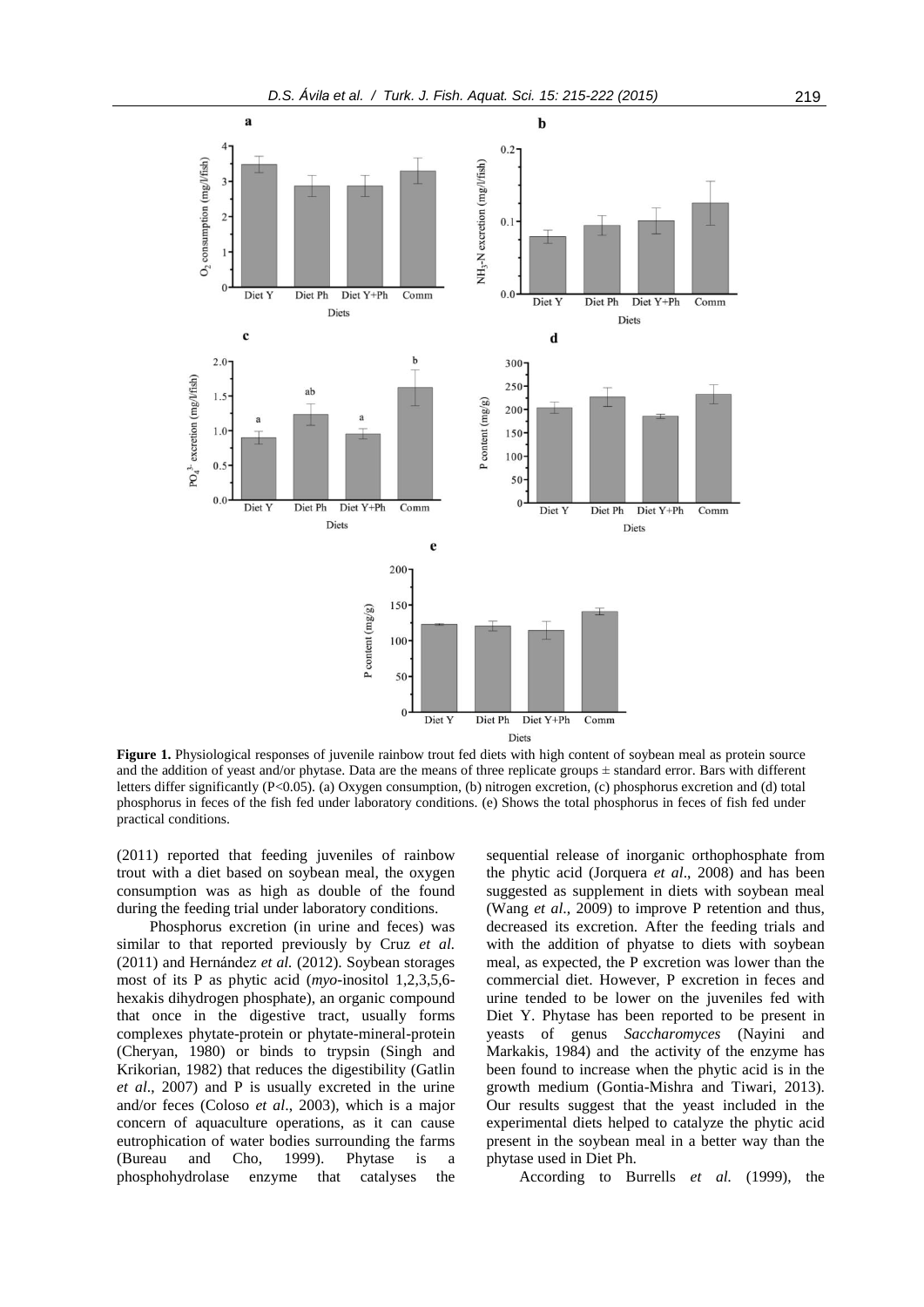**Figure 1.** Physiological responses of juvenile rainbow trout fed diets with high content of soybean meal as protein source and the addition of yeast and/or phytase. Data are the means of three replicate groups ± standard error. Bars with different letters differ significantly ($P<0.05$). (a) Oxygen consumption, (b) nitrogen excretion, (c) phosphorus excretion and (d) total phosphorus in feces of the fish fed under laboratory conditions. (e) Shows the total phosphorus in feces of fish fed under practical conditions.

(2011) reported that feeding juveniles of rainbow trout with a diet based on soybean meal, the oxygen consumption was as high as double of the found during the feeding trial under laboratory conditions.

Phosphorus excretion (in urine and feces) was similar to that reported previously by Cruz *et al.* (2011) and Hernández *et al.* (2012). Soybean storages most of its P as phytic acid (*myo*-inositol 1,2,3,5,6-hexakis dihydrogen phosphate), an organic compound that once in the digestive tract, usually forms complexes phytate-protein or phytate-mineral-protein (Cheryan, 1980) or binds to trypsin (Singh and Krikorian, 1982) that reduces the digestibility (Gatlin *et al*., 2007) and P is usually excreted in the urine and/or feces (Coloso *et al*., 2003), which is a major concern of aquaculture operations, as it can cause eutrophication of water bodies surrounding the farms (Bureau and Cho, 1999). Phytase is a phosphohydrolase enzyme that catalyses the sequential release of inorganic orthophosphate from the phytic acid (Jorquera *et al*., 2008) and has been suggested as supplement in diets with soybean meal (Wang *et al*., 2009) to improve P retention and thus, decreased its excretion. After the feeding trials and with the addition of phyatse to diets with soybean meal, as expected, the P excretion was lower than the commercial diet. However, P excretion in feces and urine tended to be lower on the juveniles fed with Diet Y. Phytase has been reported to be present in yeasts of genus *Saccharomyces* (Nayini and Markakis, 1984) and the activity of the enzyme has been found to increase when the phytic acid is in the growth medium (Gontia-Mishra and Tiwari, 2013). Our results suggest that the yeast included in the experimental diets helped to catalyze the phytic acid present in the soybean meal in a better way than the phytase used in Diet Ph.

According to Burrells *et al.* (1999), the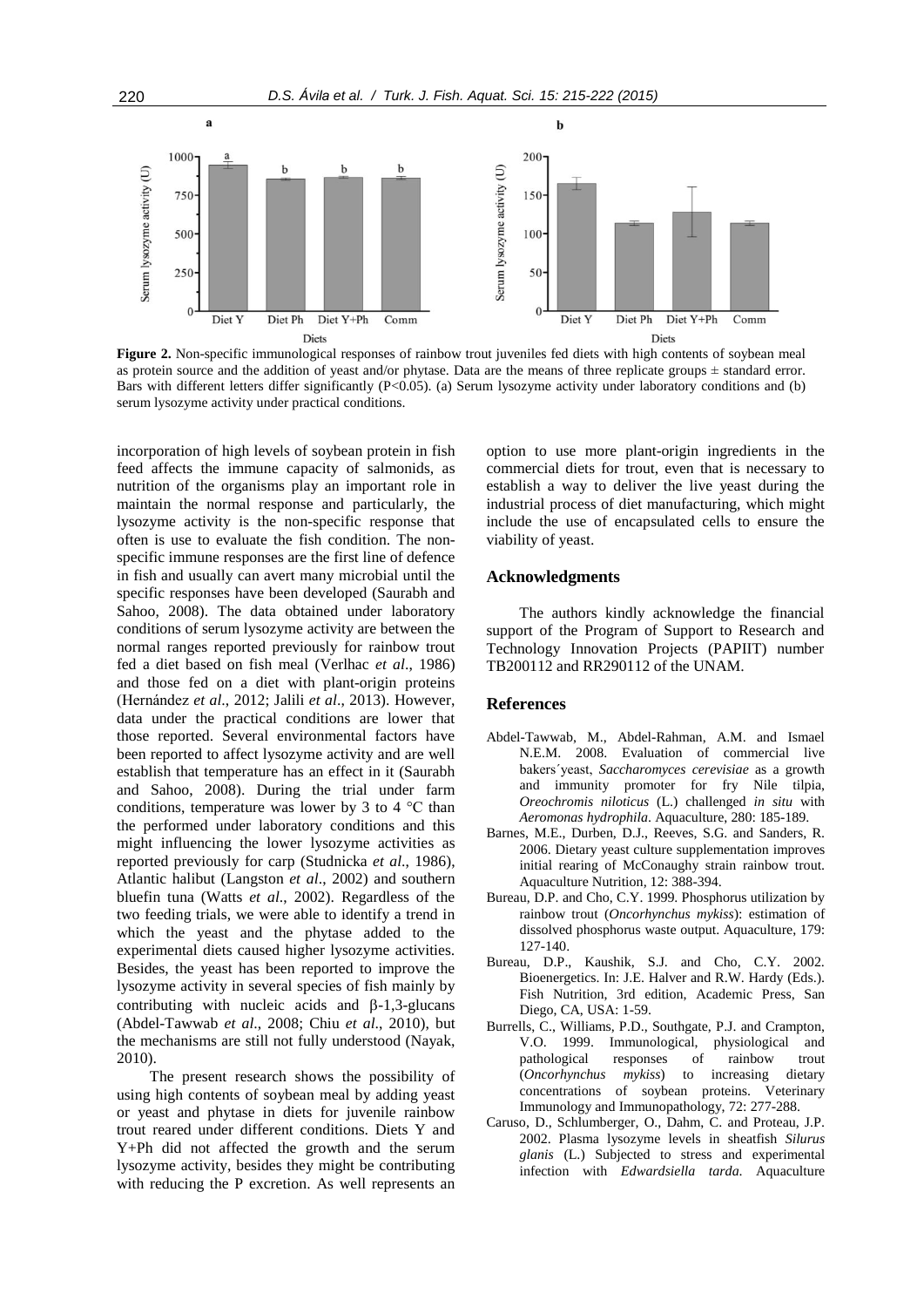**Figure 2.** Non-specific immunological responses of rainbow trout juveniles fed diets with high contents of soybean meal as protein source and the addition of yeast and/or phytase. Data are the means of three replicate groups ± standard error. Bars with different letters differ significantly (P<0.05). (a) Serum lysozyme activity under laboratory conditions and (b) serum lysozyme activity under practical conditions.

incorporation of high levels of soybean protein in fish feed affects the immune capacity of salmonids, as nutrition of the organisms play an important role in maintain the normal response and particularly, the lysozyme activity is the non-specific response that often is use to evaluate the fish condition. The non-specific immune responses are the first line of defence in fish and usually can avert many microbial until the specific responses have been developed (Saurabh and Sahoo, 2008). The data obtained under laboratory conditions of serum lysozyme activity are between the normal ranges reported previously for rainbow trout fed a diet based on fish meal (Verlhac *et al*., 1986) and those fed on a diet with plant-origin proteins (Hernández *et al*., 2012; Jalili *et al*., 2013). However, data under the practical conditions are lower that those reported. Several environmental factors have been reported to affect lysozyme activity and are well establish that temperature has an effect in it (Saurabh and Sahoo, 2008). During the trial under farm conditions, temperature was lower by 3 to 4 °C than the performed under laboratory conditions and this might influencing the lower lysozyme activities as reported previously for carp (Studnicka *et al*., 1986), Atlantic halibut (Langston *et al*., 2002) and southern bluefin tuna (Watts *et al*., 2002). Regardless of the two feeding trials, we were able to identify a trend in which the yeast and the phytase added to the experimental diets caused higher lysozyme activities. Besides, the yeast has been reported to improve the lysozyme activity in several species of fish mainly by contributing with nucleic acids and β-1,3-glucans (Abdel-Tawwab *et al*., 2008; Chiu *et al*., 2010), but the mechanisms are still not fully understood (Nayak, 2010).

The present research shows the possibility of using high contents of soybean meal by adding yeast or yeast and phytase in diets for juvenile rainbow trout reared under different conditions. Diets Y and Y+Ph did not affected the growth and the serum lysozyme activity, besides they might be contributing with reducing the P excretion. As well represents an option to use more plant-origin ingredients in the commercial diets for trout, even that is necessary to establish a way to deliver the live yeast during the industrial process of diet manufacturing, which might include the use of encapsulated cells to ensure the viability of yeast.

## Acknowledgments

The authors kindly acknowledge the financial support of the Program of Support to Research and Technology Innovation Projects (PAPIIT) number TB200112 and RR290112 of the UNAM.

## References

Abdel-Tawwab, M., Abdel-Rahman, A.M. and Ismael N.E.M. 2008. Evaluation of commercial live bakers´yeast, *Saccharomyces cerevisiae* as a growth and immunity promoter for fry Nile tilpia, *Oreochromis niloticus* (L.) challenged *in situ* with *Aeromonas hydrophila*. Aquaculture, 280: 185-189.

Barnes, M.E., Durben, D.J., Reeves, S.G. and Sanders, R. 2006. Dietary yeast culture supplementation improves initial rearing of McConaughy strain rainbow trout. Aquaculture Nutrition, 12: 388-394.

Bureau, D.P. and Cho, C.Y. 1999. Phosphorus utilization by rainbow trout (*Oncorhynchus mykiss*): estimation of dissolved phosphorus waste output. Aquaculture, 179: 127-140.

Bureau, D.P., Kaushik, S.J. and Cho, C.Y. 2002. Bioenergetics. In: J.E. Halver and R.W. Hardy (Eds.). Fish Nutrition, 3rd edition, Academic Press, San Diego, CA, USA: 1-59.

Burrells, C., Williams, P.D., Southgate, P.J. and Crampton, V.O. 1999. Immunological, physiological and pathological responses of rainbow trout (*Oncorhynchus mykiss*) to increasing dietary concentrations of soybean proteins. Veterinary Immunology and Immunopathology, 72: 277-288.

Caruso, D., Schlumberger, O., Dahm, C. and Proteau, J.P. 2002. Plasma lysozyme levels in sheatfish *Silurus glanis* (L.) Subjected to stress and experimental infection with *Edwardsiella tarda*. Aquaculture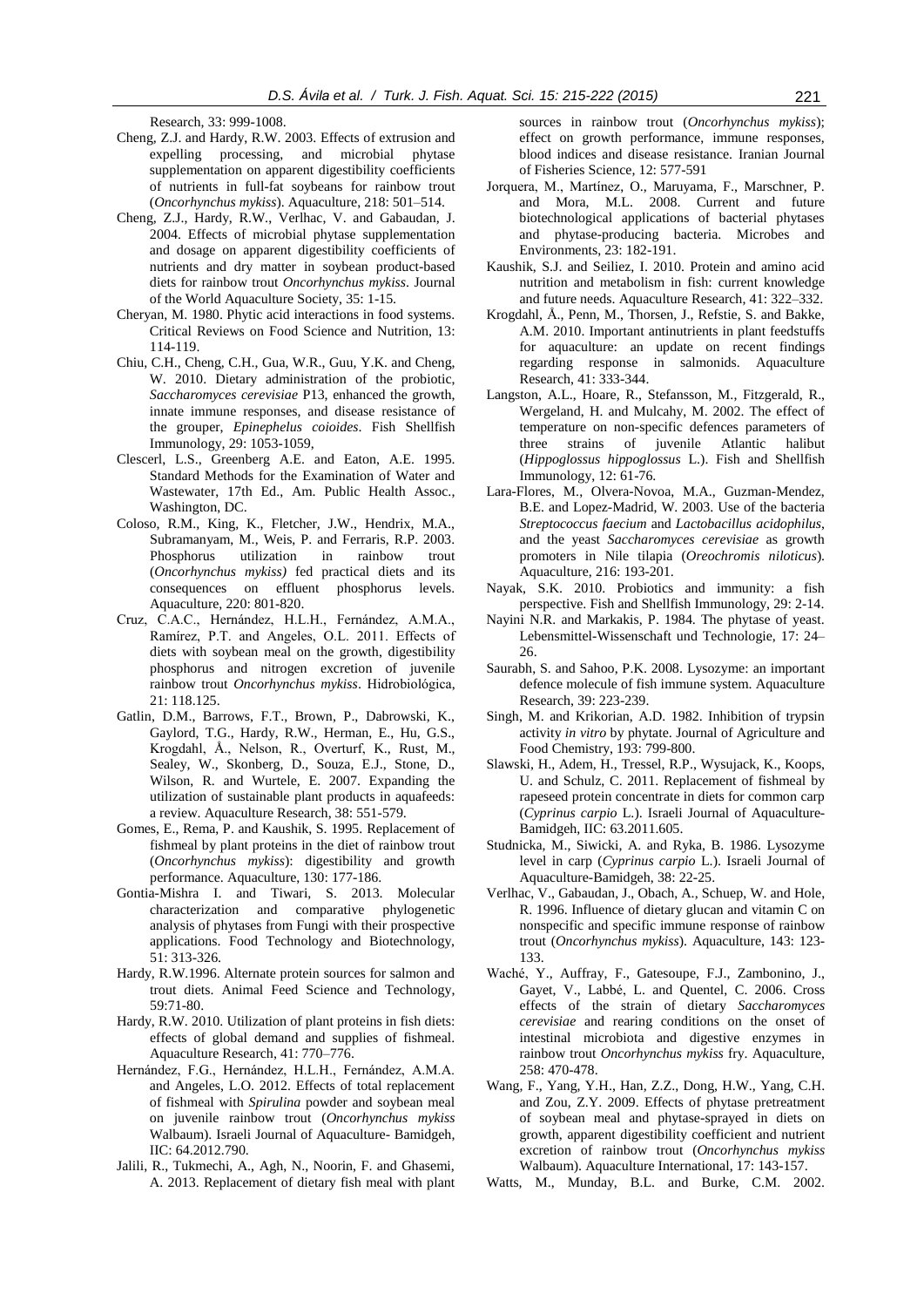Research, 33: 999-1008.

Cheng, Z.J. and Hardy, R.W. 2003. Effects of extrusion and expelling processing, and microbial phytase supplementation on apparent digestibility coefficients of nutrients in full-fat soybeans for rainbow trout (*Oncorhynchus mykiss*). Aquaculture, 218: 501–514.

Cheng, Z.J., Hardy, R.W., Verlhac, V. and Gabaudan, J. 2004. Effects of microbial phytase supplementation and dosage on apparent digestibility coefficients of nutrients and dry matter in soybean product-based diets for rainbow trout *Oncorhynchus mykiss*. Journal of the World Aquaculture Society, 35: 1-15.

Cheryan, M. 1980. Phytic acid interactions in food systems. Critical Reviews on Food Science and Nutrition, 13: 114-119.

Chiu, C.H., Cheng, C.H., Gua, W.R., Guu, Y.K. and Cheng, W. 2010. Dietary administration of the probiotic, *Saccharomyces cerevisiae* P13, enhanced the growth, innate immune responses, and disease resistance of the grouper, *Epinephelus coioides*. Fish Shellfish Immunology, 29: 1053-1059,

Clescerl, L.S., Greenberg A.E. and Eaton, A.E. 1995. Standard Methods for the Examination of Water and Wastewater, 17th Ed., Am. Public Health Assoc., Washington, DC.

Coloso, R.M., King, K., Fletcher, J.W., Hendrix, M.A., Subramanyam, M., Weis, P. and Ferraris, R.P. 2003. Phosphorus utilization in rainbow trout (*Oncorhynchus mykiss)* fed practical diets and its consequences on effluent phosphorus levels. Aquaculture, 220: 801-820.

Cruz, C.A.C., Hernández, H.L.H., Fernández, A.M.A., Ramírez, P.T. and Angeles, O.L. 2011. Effects of diets with soybean meal on the growth, digestibility phosphorus and nitrogen excretion of juvenile rainbow trout *Oncorhynchus mykiss*. Hidrobiológica, 21: 118.125.

Gatlin, D.M., Barrows, F.T., Brown, P., Dabrowski, K., Gaylord, T.G., Hardy, R.W., Herman, E., Hu, G.S., Krogdahl, Å., Nelson, R., Overturf, K., Rust, M., Sealey, W., Skonberg, D., Souza, E.J., Stone, D., Wilson, R. and Wurtele, E. 2007. Expanding the utilization of sustainable plant products in aquafeeds: a review. Aquaculture Research, 38: 551-579.

Gomes, E., Rema, P. and Kaushik, S. 1995. Replacement of fishmeal by plant proteins in the diet of rainbow trout (*Oncorhynchus mykiss*): digestibility and growth performance. Aquaculture, 130: 177-186.

Gontia-Mishra I. and Tiwari, S. 2013. Molecular characterization and comparative phylogenetic analysis of phytases from Fungi with their prospective applications. Food Technology and Biotechnology, 51: 313-326.

Hardy, R.W.1996. Alternate protein sources for salmon and trout diets. Animal Feed Science and Technology, 59:71-80.

Hardy, R.W. 2010. Utilization of plant proteins in fish diets: effects of global demand and supplies of fishmeal. Aquaculture Research, 41: 770–776.

Hernández, F.G., Hernández, H.L.H., Fernández, A.M.A. and Angeles, L.O. 2012. Effects of total replacement of fishmeal with *Spirulina* powder and soybean meal on juvenile rainbow trout (*Oncorhynchus mykiss* Walbaum). Israeli Journal of Aquaculture- Bamidgeh, IIC: 64.2012.790.

Jalili, R., Tukmechi, A., Agh, N., Noorin, F. and Ghasemi, A. 2013. Replacement of dietary fish meal with plant sources in rainbow trout (*Oncorhynchus mykiss*); effect on growth performance, immune responses, blood indices and disease resistance. Iranian Journal of Fisheries Science, 12: 577-591

Jorquera, M., Martínez, O., Maruyama, F., Marschner, P. and Mora, M.L. 2008. Current and future biotechnological applications of bacterial phytases and phytase-producing bacteria. Microbes and Environments, 23: 182-191.

Kaushik, S.J. and Seiliez, I. 2010. Protein and amino acid nutrition and metabolism in fish: current knowledge and future needs. Aquaculture Research, 41: 322–332.

Krogdahl, Å., Penn, M., Thorsen, J., Refstie, S. and Bakke, A.M. 2010. Important antinutrients in plant feedstuffs for aquaculture: an update on recent findings regarding response in salmonids. Aquaculture Research, 41: 333-344.

Langston, A.L., Hoare, R., Stefansson, M., Fitzgerald, R., Wergeland, H. and Mulcahy, M. 2002. The effect of temperature on non-specific defences parameters of three strains of juvenile Atlantic halibut (*Hippoglossus hippoglossus* L.). Fish and Shellfish Immunology, 12: 61-76.

Lara-Flores, M., Olvera-Novoa, M.A., Guzman-Mendez, B.E. and Lopez-Madrid, W. 2003. Use of the bacteria *Streptococcus faecium* and *Lactobacillus acidophilus*, and the yeast *Saccharomyces cerevisiae* as growth promoters in Nile tilapia (*Oreochromis niloticus*). Aquaculture, 216: 193-201.

Nayak, S.K. 2010. Probiotics and immunity: a fish perspective. Fish and Shellfish Immunology, 29: 2-14.

Nayini N.R. and Markakis, P. 1984. The phytase of yeast. Lebensmittel-Wissenschaft und Technologie, 17: 24–26.

Saurabh, S. and Sahoo, P.K. 2008. Lysozyme: an important defence molecule of fish immune system. Aquaculture Research, 39: 223-239.

Singh, M. and Krikorian, A.D. 1982. Inhibition of trypsin activity *in vitro* by phytate. Journal of Agriculture and Food Chemistry, 193: 799-800.

Slawski, H., Adem, H., Tressel, R.P., Wysujack, K., Koops, U. and Schulz, C. 2011. Replacement of fishmeal by rapeseed protein concentrate in diets for common carp (*Cyprinus carpio* L.). Israeli Journal of Aquaculture-Bamidgeh, IIC: 63.2011.605.

Studnicka, M., Siwicki, A. and Ryka, B. 1986. Lysozyme level in carp (*Cyprinus carpio* L.). Israeli Journal of Aquaculture-Bamidgeh, 38: 22-25.

Verlhac, V., Gabaudan, J., Obach, A., Schuep, W. and Hole, R. 1996. Influence of dietary glucan and vitamin C on nonspecific and specific immune response of rainbow trout (*Oncorhynchus mykiss*). Aquaculture, 143: 123-133.

Waché, Y., Auffray, F., Gatesoupe, F.J., Zambonino, J., Gayet, V., Labbé, L. and Quentel, C. 2006. Cross effects of the strain of dietary *Saccharomyces cerevisiae* and rearing conditions on the onset of intestinal microbiota and digestive enzymes in rainbow trout *Oncorhynchus mykiss* fry. Aquaculture, 258: 470-478.

Wang, F., Yang, Y.H., Han, Z.Z., Dong, H.W., Yang, C.H. and Zou, Z.Y. 2009. Effects of phytase pretreatment of soybean meal and phytase-sprayed in diets on growth, apparent digestibility coefficient and nutrient excretion of rainbow trout (*Oncorhynchus mykiss* Walbaum). Aquaculture International, 17: 143-157.

Watts, M., Munday, B.L. and Burke, C.M. 2002.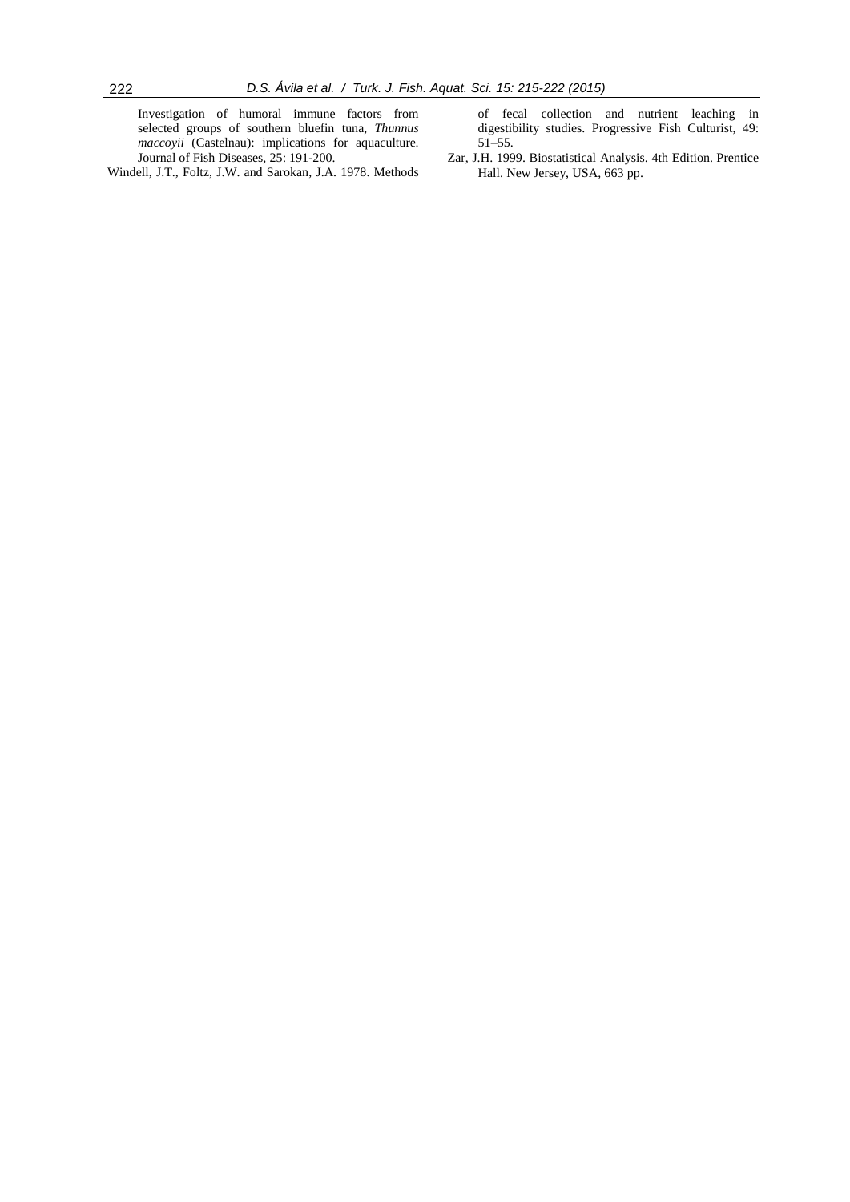Investigation of humoral immune factors from selected groups of southern bluefin tuna, *Thunnus maccoyii* (Castelnau): implications for aquaculture. Journal of Fish Diseases, 25: 191-200.

Windell, J.T., Foltz, J.W. and Sarokan, J.A. 1978. Methods of fecal collection and nutrient leaching in digestibility studies. Progressive Fish Culturist, 49: 51–55.

Zar, J.H. 1999. Biostatistical Analysis. 4th Edition. Prentice Hall. New Jersey, USA, 663 pp.